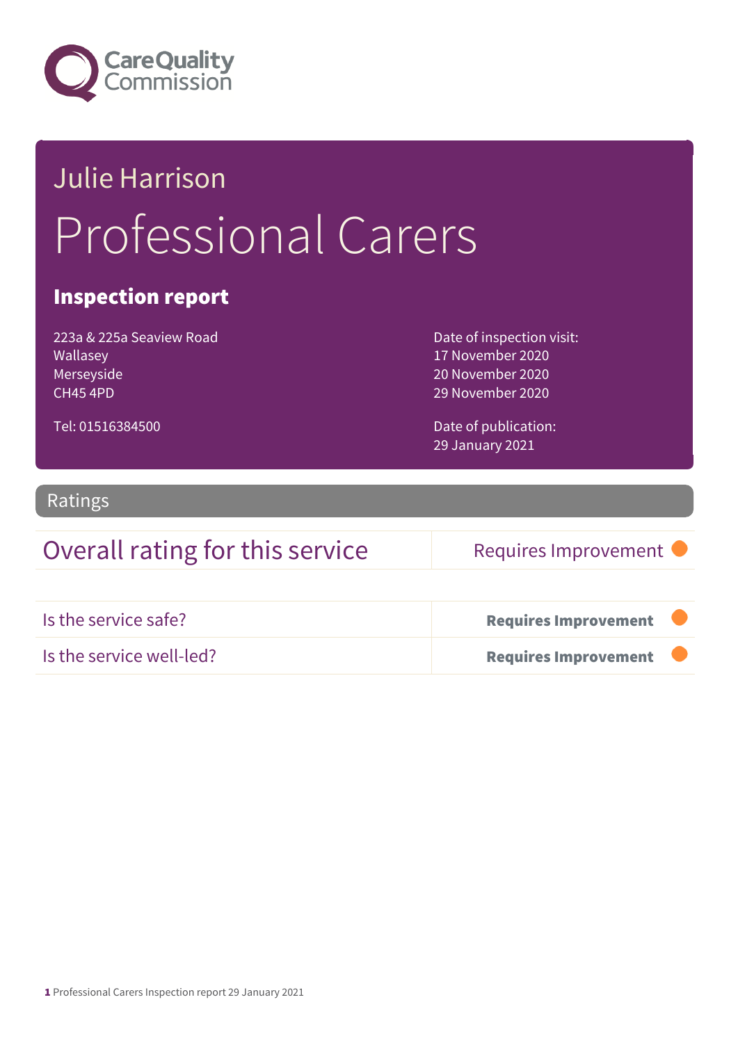# Julie Harrison

# Professional Carers

## Inspection report

223a & 225a Seaview Road
Wallasey
Merseyside
CH45 4PD

Tel: 01516384500

Date of inspection visit:
17 November 2020
20 November 2020
29 November 2020

Date of publication:
29 January 2021

## Ratings

| | |
|---|---|
| Overall rating for this service | Requires Improvement |

| | |
|---|---|
| Is the service safe? | **Requires Improvement** |
| Is the service well-led? | **Requires Improvement** |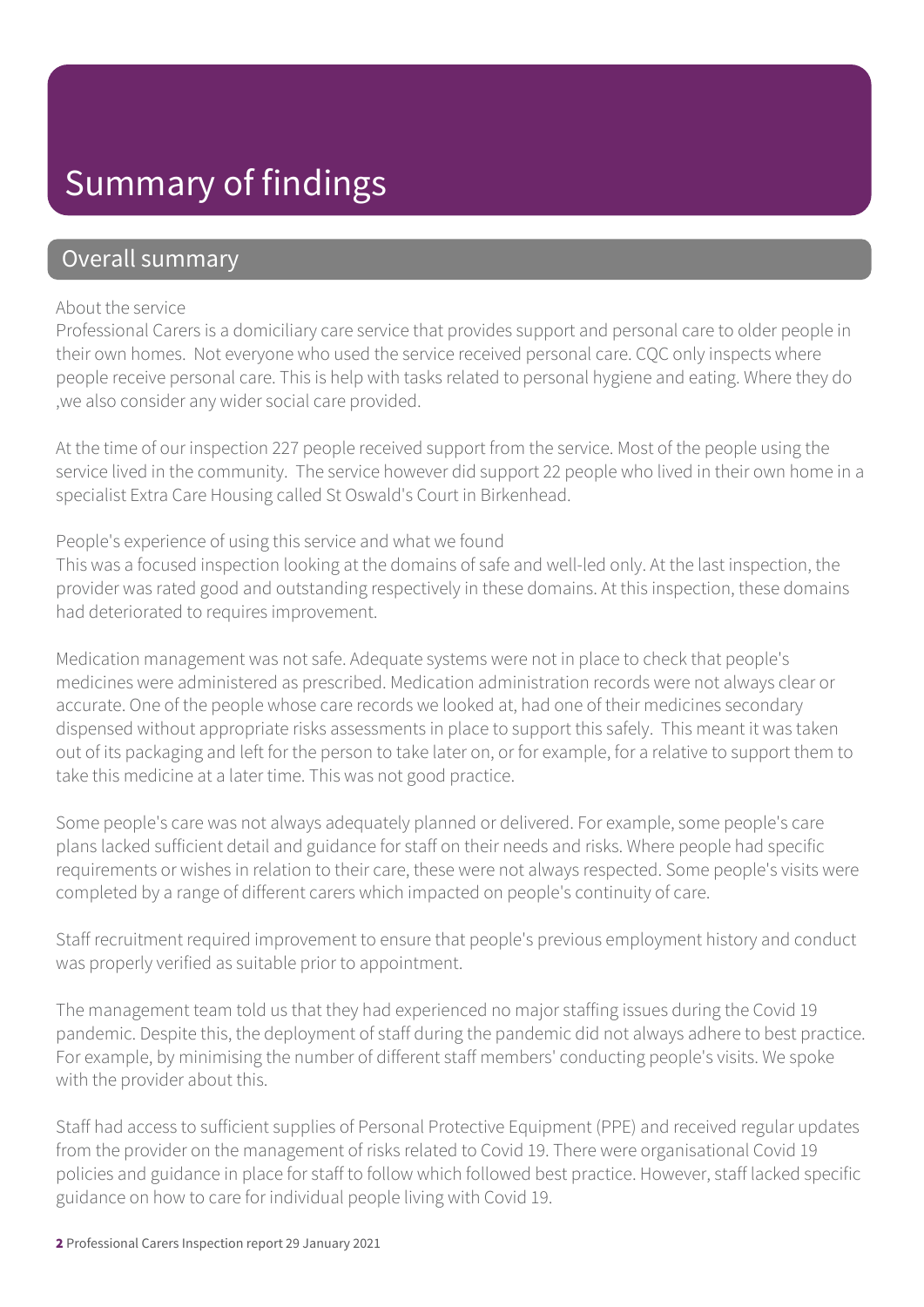# Summary of findings

## Overall summary

About the service

Professional Carers is a domiciliary care service that provides support and personal care to older people in their own homes. Not everyone who used the service received personal care. CQC only inspects where people receive personal care. This is help with tasks related to personal hygiene and eating. Where they do ,we also consider any wider social care provided.

At the time of our inspection 227 people received support from the service. Most of the people using the service lived in the community. The service however did support 22 people who lived in their own home in a specialist Extra Care Housing called St Oswald's Court in Birkenhead.

People's experience of using this service and what we found

This was a focused inspection looking at the domains of safe and well-led only. At the last inspection, the provider was rated good and outstanding respectively in these domains. At this inspection, these domains had deteriorated to requires improvement.

Medication management was not safe. Adequate systems were not in place to check that people's medicines were administered as prescribed. Medication administration records were not always clear or accurate. One of the people whose care records we looked at, had one of their medicines secondary dispensed without appropriate risks assessments in place to support this safely. This meant it was taken out of its packaging and left for the person to take later on, or for example, for a relative to support them to take this medicine at a later time. This was not good practice.

Some people's care was not always adequately planned or delivered. For example, some people's care plans lacked sufficient detail and guidance for staff on their needs and risks. Where people had specific requirements or wishes in relation to their care, these were not always respected. Some people's visits were completed by a range of different carers which impacted on people's continuity of care.

Staff recruitment required improvement to ensure that people's previous employment history and conduct was properly verified as suitable prior to appointment.

The management team told us that they had experienced no major staffing issues during the Covid 19 pandemic. Despite this, the deployment of staff during the pandemic did not always adhere to best practice. For example, by minimising the number of different staff members' conducting people's visits. We spoke with the provider about this.

Staff had access to sufficient supplies of Personal Protective Equipment (PPE) and received regular updates from the provider on the management of risks related to Covid 19. There were organisational Covid 19 policies and guidance in place for staff to follow which followed best practice. However, staff lacked specific guidance on how to care for individual people living with Covid 19.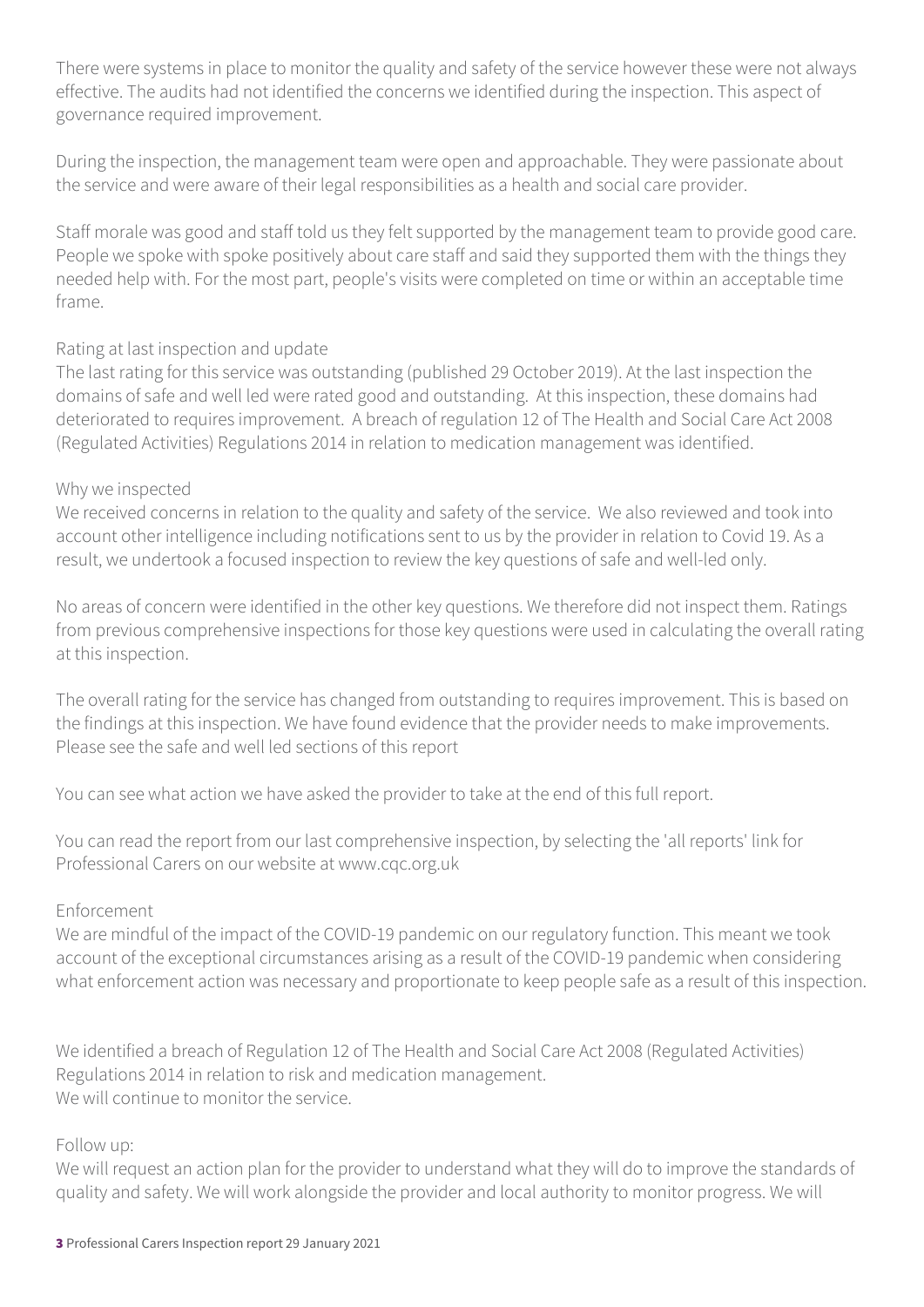There were systems in place to monitor the quality and safety of the service however these were not always effective. The audits had not identified the concerns we identified during the inspection. This aspect of governance required improvement.

During the inspection, the management team were open and approachable. They were passionate about the service and were aware of their legal responsibilities as a health and social care provider.

Staff morale was good and staff told us they felt supported by the management team to provide good care. People we spoke with spoke positively about care staff and said they supported them with the things they needed help with. For the most part, people's visits were completed on time or within an acceptable time frame.

Rating at last inspection and update

The last rating for this service was outstanding (published 29 October 2019). At the last inspection the domains of safe and well led were rated good and outstanding. At this inspection, these domains had deteriorated to requires improvement. A breach of regulation 12 of The Health and Social Care Act 2008 (Regulated Activities) Regulations 2014 in relation to medication management was identified.

Why we inspected

We received concerns in relation to the quality and safety of the service. We also reviewed and took into account other intelligence including notifications sent to us by the provider in relation to Covid 19. As a result, we undertook a focused inspection to review the key questions of safe and well-led only.

No areas of concern were identified in the other key questions. We therefore did not inspect them. Ratings from previous comprehensive inspections for those key questions were used in calculating the overall rating at this inspection.

The overall rating for the service has changed from outstanding to requires improvement. This is based on the findings at this inspection. We have found evidence that the provider needs to make improvements. Please see the safe and well led sections of this report

You can see what action we have asked the provider to take at the end of this full report.

You can read the report from our last comprehensive inspection, by selecting the 'all reports' link for Professional Carers on our website at www.cqc.org.uk

Enforcement

We are mindful of the impact of the COVID-19 pandemic on our regulatory function. This meant we took account of the exceptional circumstances arising as a result of the COVID-19 pandemic when considering what enforcement action was necessary and proportionate to keep people safe as a result of this inspection.

We identified a breach of Regulation 12 of The Health and Social Care Act 2008 (Regulated Activities) Regulations 2014 in relation to risk and medication management.
We will continue to monitor the service.

Follow up:

We will request an action plan for the provider to understand what they will do to improve the standards of quality and safety. We will work alongside the provider and local authority to monitor progress. We will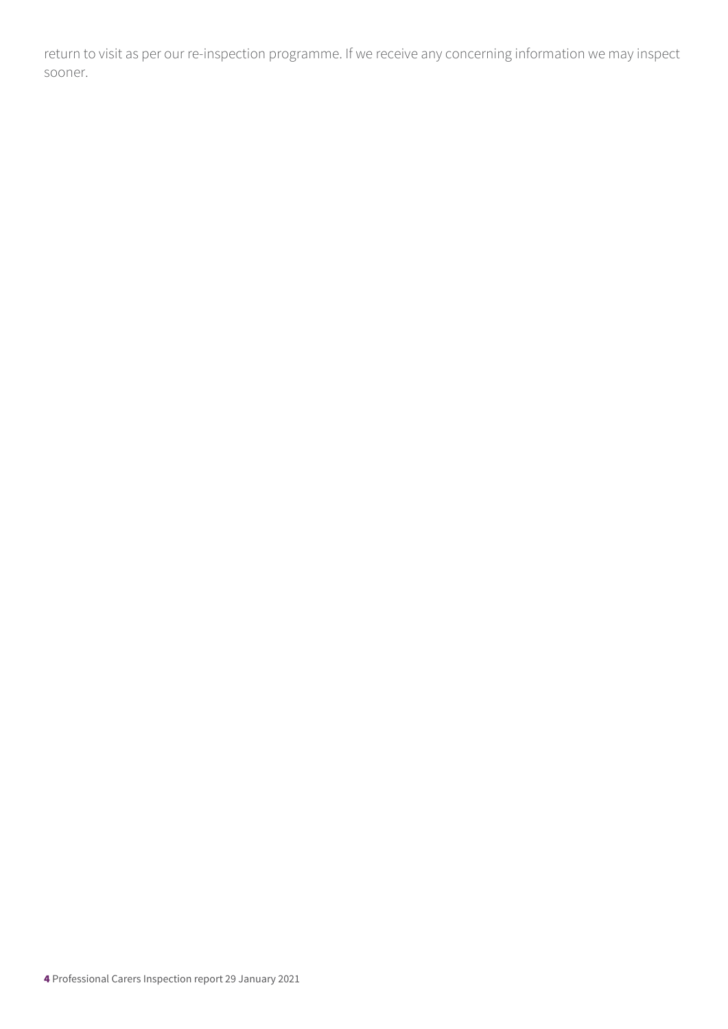return to visit as per our re-inspection programme. If we receive any concerning information we may inspect sooner.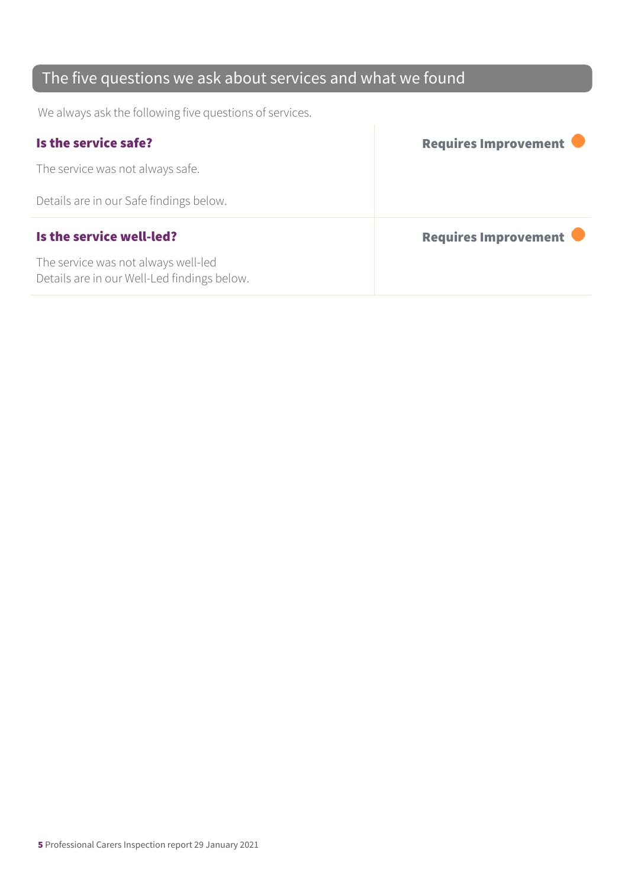## The five questions we ask about services and what we found

We always ask the following five questions of services.

| | |
|---|---|
| **Is the service safe?**<br><br>The service was not always safe.<br><br>Details are in our Safe findings below. | **Requires Improvement** |
| **Is the service well-led?**<br><br>The service was not always well-led<br>Details are in our Well-Led findings below. | **Requires Improvement** |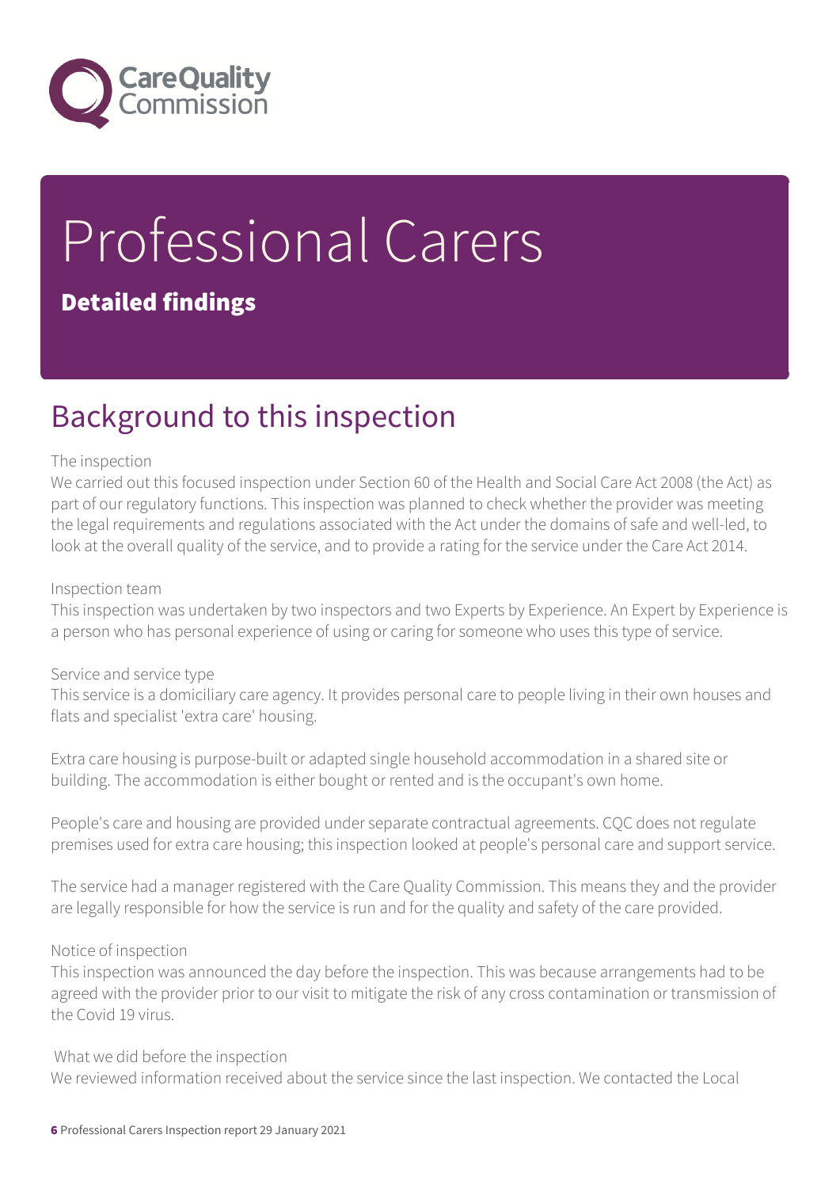# Professional Carers

**Detailed findings**

## Background to this inspection

The inspection

We carried out this focused inspection under Section 60 of the Health and Social Care Act 2008 (the Act) as part of our regulatory functions. This inspection was planned to check whether the provider was meeting the legal requirements and regulations associated with the Act under the domains of safe and well-led, to look at the overall quality of the service, and to provide a rating for the service under the Care Act 2014.

Inspection team

This inspection was undertaken by two inspectors and two Experts by Experience. An Expert by Experience is a person who has personal experience of using or caring for someone who uses this type of service.

Service and service type

This service is a domiciliary care agency. It provides personal care to people living in their own houses and flats and specialist 'extra care' housing.

Extra care housing is purpose-built or adapted single household accommodation in a shared site or building. The accommodation is either bought or rented and is the occupant's own home.

People's care and housing are provided under separate contractual agreements. CQC does not regulate premises used for extra care housing; this inspection looked at people's personal care and support service.

The service had a manager registered with the Care Quality Commission. This means they and the provider are legally responsible for how the service is run and for the quality and safety of the care provided.

Notice of inspection

This inspection was announced the day before the inspection. This was because arrangements had to be agreed with the provider prior to our visit to mitigate the risk of any cross contamination or transmission of the Covid 19 virus.

What we did before the inspection

We reviewed information received about the service since the last inspection. We contacted the Local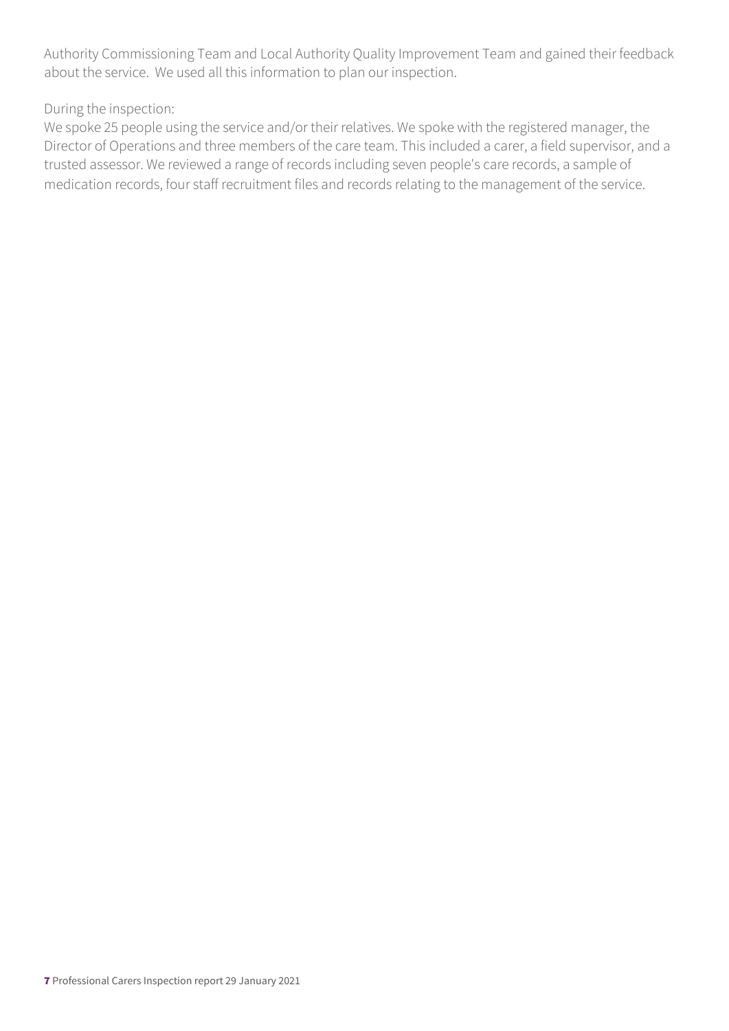Authority Commissioning Team and Local Authority Quality Improvement Team and gained their feedback about the service. We used all this information to plan our inspection.

During the inspection:
We spoke 25 people using the service and/or their relatives. We spoke with the registered manager, the Director of Operations and three members of the care team. This included a carer, a field supervisor, and a trusted assessor. We reviewed a range of records including seven people's care records, a sample of medication records, four staff recruitment files and records relating to the management of the service.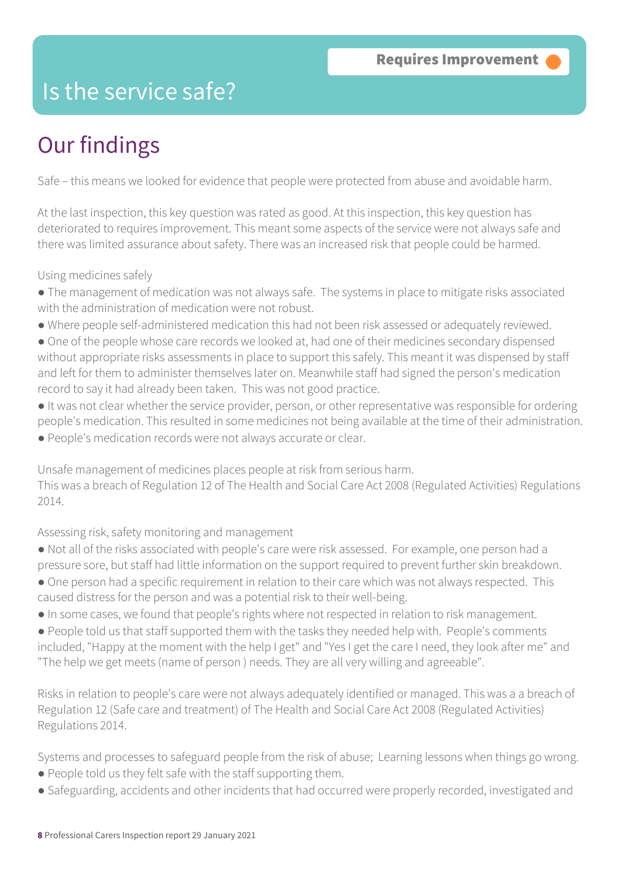# Is the service safe?

**Requires Improvement**

## Our findings

Safe – this means we looked for evidence that people were protected from abuse and avoidable harm.

At the last inspection, this key question was rated as good. At this inspection, this key question has deteriorated to requires improvement. This meant some aspects of the service were not always safe and there was limited assurance about safety. There was an increased risk that people could be harmed.

Using medicines safely

- The management of medication was not always safe. The systems in place to mitigate risks associated with the administration of medication were not robust.
- Where people self-administered medication this had not been risk assessed or adequately reviewed.
- One of the people whose care records we looked at, had one of their medicines secondary dispensed without appropriate risks assessments in place to support this safely. This meant it was dispensed by staff and left for them to administer themselves later on. Meanwhile staff had signed the person's medication record to say it had already been taken. This was not good practice.
- It was not clear whether the service provider, person, or other representative was responsible for ordering people's medication. This resulted in some medicines not being available at the time of their administration.
- People's medication records were not always accurate or clear.

Unsafe management of medicines places people at risk from serious harm.
This was a breach of Regulation 12 of The Health and Social Care Act 2008 (Regulated Activities) Regulations 2014.

Assessing risk, safety monitoring and management

- Not all of the risks associated with people's care were risk assessed. For example, one person had a pressure sore, but staff had little information on the support required to prevent further skin breakdown.
- One person had a specific requirement in relation to their care which was not always respected. This caused distress for the person and was a potential risk to their well-being.
- In some cases, we found that people's rights where not respected in relation to risk management.
- People told us that staff supported them with the tasks they needed help with. People's comments included, "Happy at the moment with the help I get" and "Yes I get the care I need, they look after me" and "The help we get meets (name of person ) needs. They are all very willing and agreeable".

Risks in relation to people's care were not always adequately identified or managed. This was a a breach of Regulation 12 (Safe care and treatment) of The Health and Social Care Act 2008 (Regulated Activities) Regulations 2014.

Systems and processes to safeguard people from the risk of abuse; Learning lessons when things go wrong.

- People told us they felt safe with the staff supporting them.
- Safeguarding, accidents and other incidents that had occurred were properly recorded, investigated and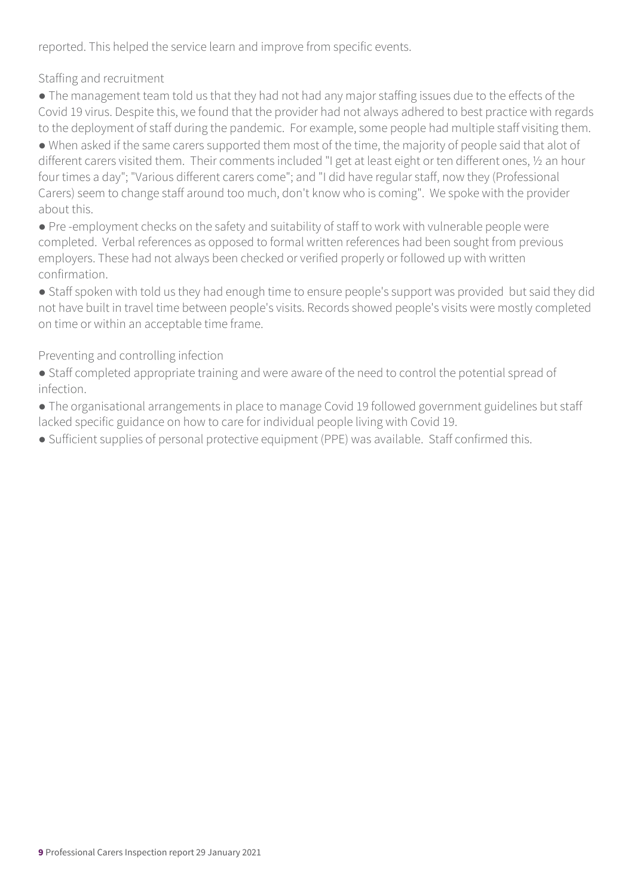reported. This helped the service learn and improve from specific events.

Staffing and recruitment

● The management team told us that they had not had any major staffing issues due to the effects of the Covid 19 virus. Despite this, we found that the provider had not always adhered to best practice with regards to the deployment of staff during the pandemic. For example, some people had multiple staff visiting them.
● When asked if the same carers supported them most of the time, the majority of people said that alot of different carers visited them. Their comments included "I get at least eight or ten different ones, ½ an hour four times a day"; "Various different carers come"; and "I did have regular staff, now they (Professional Carers) seem to change staff around too much, don't know who is coming". We spoke with the provider about this.
● Pre -employment checks on the safety and suitability of staff to work with vulnerable people were completed. Verbal references as opposed to formal written references had been sought from previous employers. These had not always been checked or verified properly or followed up with written confirmation.
● Staff spoken with told us they had enough time to ensure people's support was provided but said they did not have built in travel time between people's visits. Records showed people's visits were mostly completed on time or within an acceptable time frame.

Preventing and controlling infection

● Staff completed appropriate training and were aware of the need to control the potential spread of infection.
● The organisational arrangements in place to manage Covid 19 followed government guidelines but staff lacked specific guidance on how to care for individual people living with Covid 19.
● Sufficient supplies of personal protective equipment (PPE) was available. Staff confirmed this.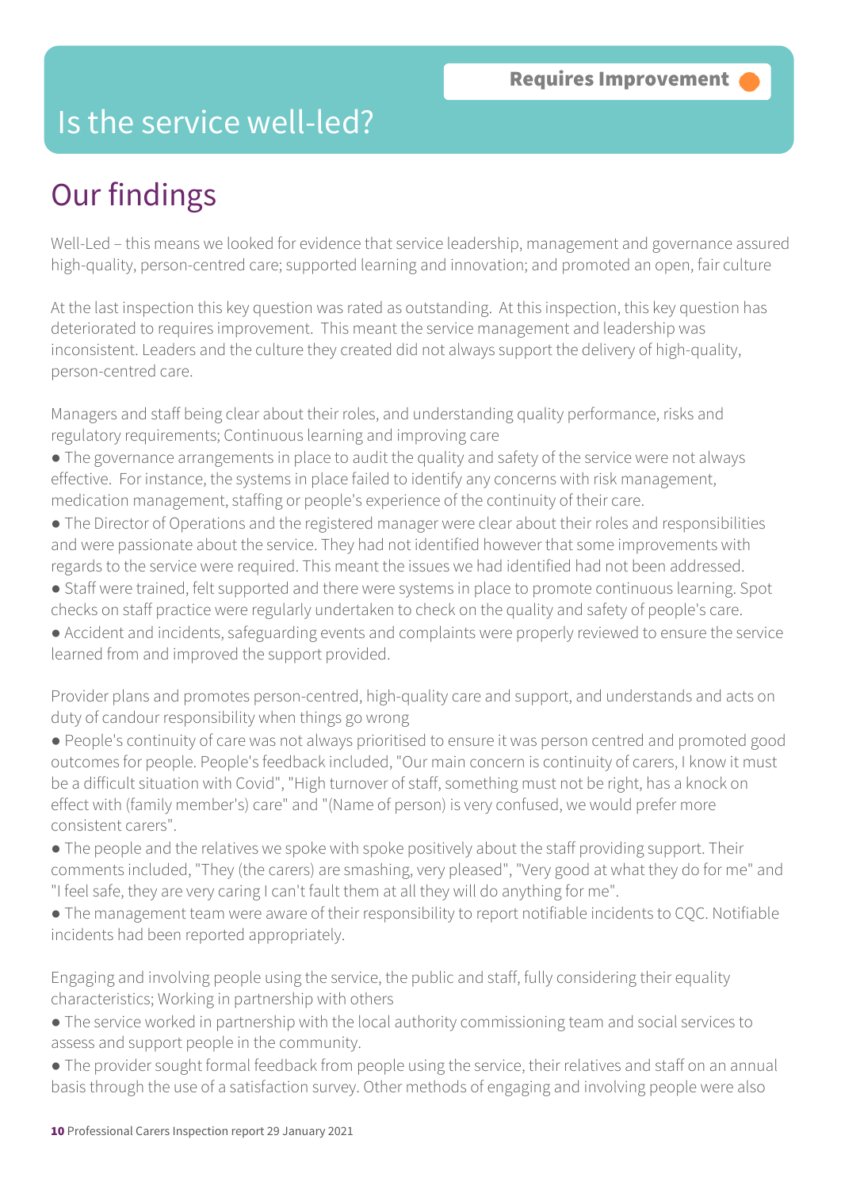Requires Improvement

# Is the service well-led?

## Our findings

Well-Led – this means we looked for evidence that service leadership, management and governance assured high-quality, person-centred care; supported learning and innovation; and promoted an open, fair culture

At the last inspection this key question was rated as outstanding. At this inspection, this key question has deteriorated to requires improvement. This meant the service management and leadership was inconsistent. Leaders and the culture they created did not always support the delivery of high-quality, person-centred care.

Managers and staff being clear about their roles, and understanding quality performance, risks and regulatory requirements; Continuous learning and improving care

- The governance arrangements in place to audit the quality and safety of the service were not always effective. For instance, the systems in place failed to identify any concerns with risk management, medication management, staffing or people's experience of the continuity of their care.
- The Director of Operations and the registered manager were clear about their roles and responsibilities and were passionate about the service. They had not identified however that some improvements with regards to the service were required. This meant the issues we had identified had not been addressed.
- Staff were trained, felt supported and there were systems in place to promote continuous learning. Spot checks on staff practice were regularly undertaken to check on the quality and safety of people's care.
- Accident and incidents, safeguarding events and complaints were properly reviewed to ensure the service learned from and improved the support provided.

Provider plans and promotes person-centred, high-quality care and support, and understands and acts on duty of candour responsibility when things go wrong

- People's continuity of care was not always prioritised to ensure it was person centred and promoted good outcomes for people. People's feedback included, "Our main concern is continuity of carers, I know it must be a difficult situation with Covid", "High turnover of staff, something must not be right, has a knock on effect with (family member's) care" and "(Name of person) is very confused, we would prefer more consistent carers".
- The people and the relatives we spoke with spoke positively about the staff providing support. Their comments included, "They (the carers) are smashing, very pleased", "Very good at what they do for me" and "I feel safe, they are very caring I can't fault them at all they will do anything for me".
- The management team were aware of their responsibility to report notifiable incidents to CQC. Notifiable incidents had been reported appropriately.

Engaging and involving people using the service, the public and staff, fully considering their equality characteristics; Working in partnership with others

- The service worked in partnership with the local authority commissioning team and social services to assess and support people in the community.
- The provider sought formal feedback from people using the service, their relatives and staff on an annual basis through the use of a satisfaction survey. Other methods of engaging and involving people were also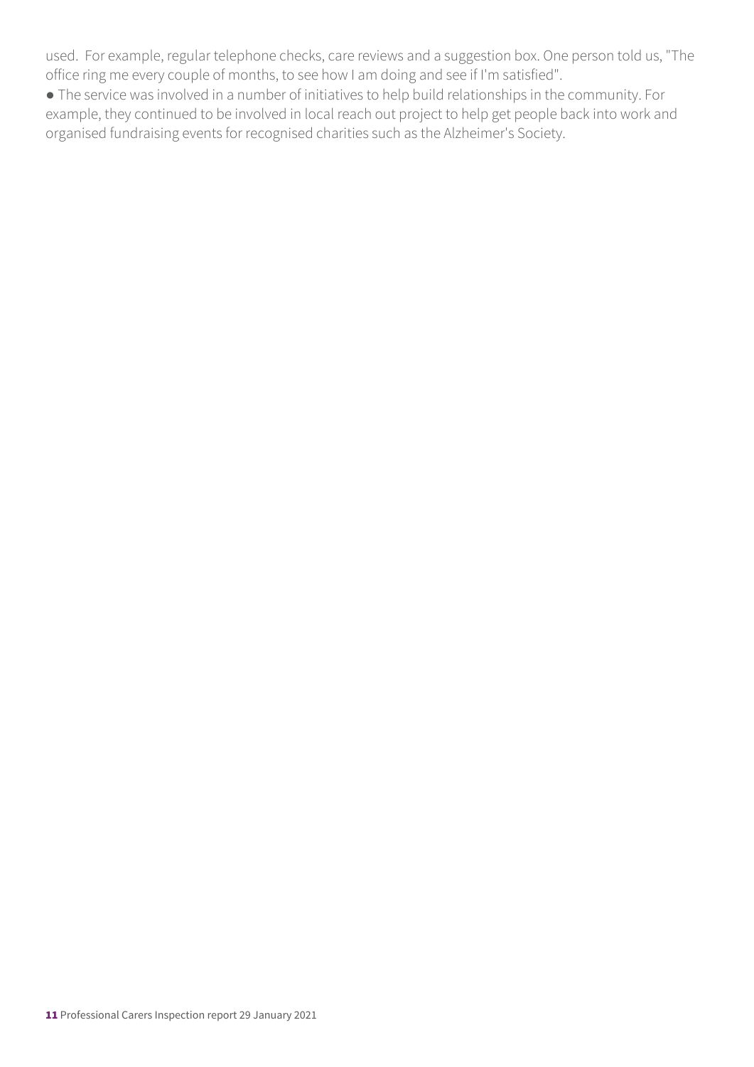used. For example, regular telephone checks, care reviews and a suggestion box. One person told us, "The office ring me every couple of months, to see how I am doing and see if I'm satisfied".

● The service was involved in a number of initiatives to help build relationships in the community. For example, they continued to be involved in local reach out project to help get people back into work and organised fundraising events for recognised charities such as the Alzheimer's Society.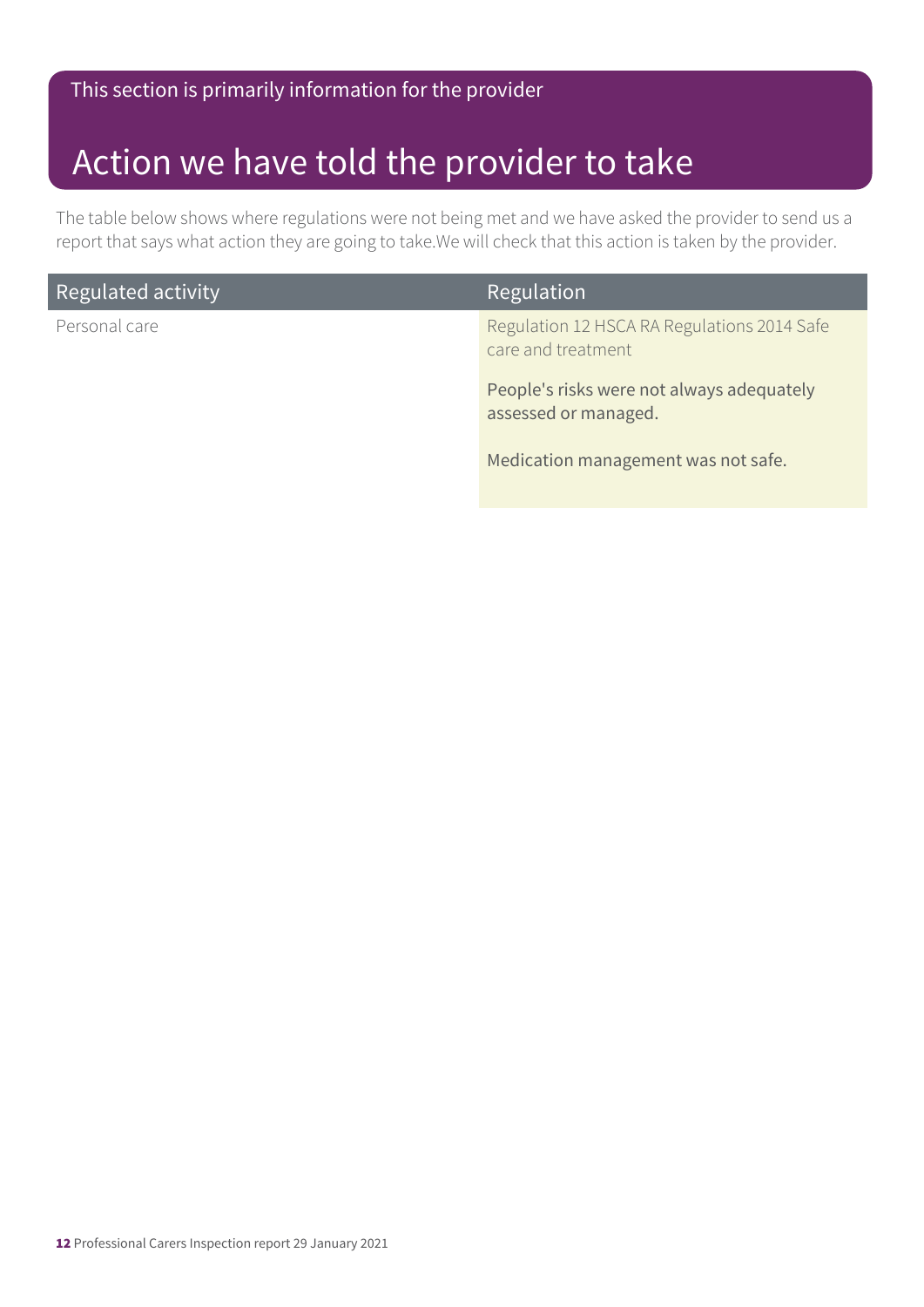This section is primarily information for the provider

# Action we have told the provider to take

The table below shows where regulations were not being met and we have asked the provider to send us a report that says what action they are going to take.We will check that this action is taken by the provider.

| Regulated activity | Regulation |
|---|---|
| Personal care | Regulation 12 HSCA RA Regulations 2014 Safe care and treatment<br><br>People's risks were not always adequately assessed or managed.<br><br>Medication management was not safe. |